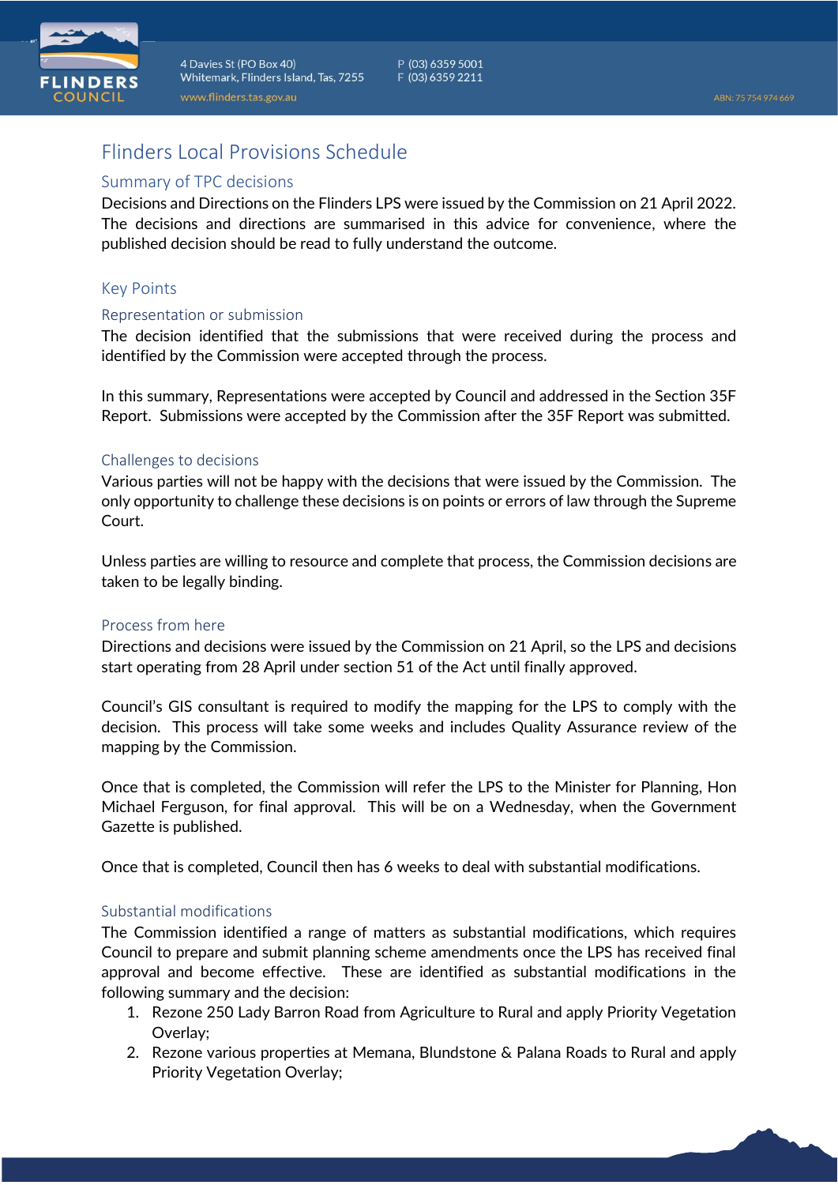# Flinders Local Provisions Schedule

## Summary of TPC decisions

Decisions and Directions on the Flinders LPS were issued by the Commission on 21 April 2022. The decisions and directions are summarised in this advice for convenience, where the published decision should be read to fully understand the outcome.

## Key Points

### Representation or submission

The decision identified that the submissions that were received during the process and identified by the Commission were accepted through the process.

In this summary, Representations were accepted by Council and addressed in the Section 35F Report. Submissions were accepted by the Commission after the 35F Report was submitted.

### Challenges to decisions

Various parties will not be happy with the decisions that were issued by the Commission. The only opportunity to challenge these decisions is on points or errors of law through the Supreme Court.

Unless parties are willing to resource and complete that process, the Commission decisions are taken to be legally binding.

### Process from here

Directions and decisions were issued by the Commission on 21 April, so the LPS and decisions start operating from 28 April under section 51 of the Act until finally approved.

Council's GIS consultant is required to modify the mapping for the LPS to comply with the decision. This process will take some weeks and includes Quality Assurance review of the mapping by the Commission.

Once that is completed, the Commission will refer the LPS to the Minister for Planning, Hon Michael Ferguson, for final approval. This will be on a Wednesday, when the Government Gazette is published.

Once that is completed, Council then has 6 weeks to deal with substantial modifications.

### Substantial modifications

The Commission identified a range of matters as substantial modifications, which requires Council to prepare and submit planning scheme amendments once the LPS has received final approval and become effective. These are identified as substantial modifications in the following summary and the decision:

1. Rezone 250 Lady Barron Road from Agriculture to Rural and apply Priority Vegetation Overlay;
2. Rezone various properties at Memana, Blundstone & Palana Roads to Rural and apply Priority Vegetation Overlay;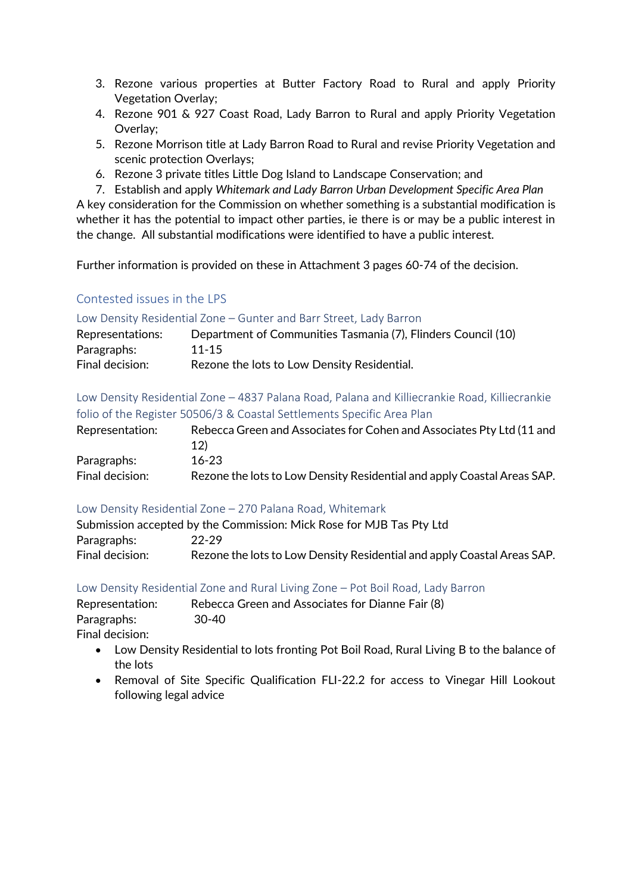3. Rezone various properties at Butter Factory Road to Rural and apply Priority Vegetation Overlay;
4. Rezone 901 & 927 Coast Road, Lady Barron to Rural and apply Priority Vegetation Overlay;
5. Rezone Morrison title at Lady Barron Road to Rural and revise Priority Vegetation and scenic protection Overlays;
6. Rezone 3 private titles Little Dog Island to Landscape Conservation; and
7. Establish and apply *Whitemark and Lady Barron Urban Development Specific Area Plan*

A key consideration for the Commission on whether something is a substantial modification is whether it has the potential to impact other parties, ie there is or may be a public interest in the change. All substantial modifications were identified to have a public interest.

Further information is provided on these in Attachment 3 pages 60-74 of the decision.

## Contested issues in the LPS

### Low Density Residential Zone – Gunter and Barr Street, Lady Barron

Representations: Department of Communities Tasmania (7), Flinders Council (10)
Paragraphs: 11-15
Final decision: Rezone the lots to Low Density Residential.

### Low Density Residential Zone – 4837 Palana Road, Palana and Killiecrankie Road, Killiecrankie folio of the Register 50506/3 & Coastal Settlements Specific Area Plan

Representation: Rebecca Green and Associates for Cohen and Associates Pty Ltd (11 and 12)
Paragraphs: 16-23
Final decision: Rezone the lots to Low Density Residential and apply Coastal Areas SAP.

### Low Density Residential Zone – 270 Palana Road, Whitemark

Submission accepted by the Commission: Mick Rose for MJB Tas Pty Ltd
Paragraphs: 22-29
Final decision: Rezone the lots to Low Density Residential and apply Coastal Areas SAP.

### Low Density Residential Zone and Rural Living Zone – Pot Boil Road, Lady Barron

Representation: Rebecca Green and Associates for Dianne Fair (8)
Paragraphs: 30-40
Final decision:

- Low Density Residential to lots fronting Pot Boil Road, Rural Living B to the balance of the lots
- Removal of Site Specific Qualification FLI-22.2 for access to Vinegar Hill Lookout following legal advice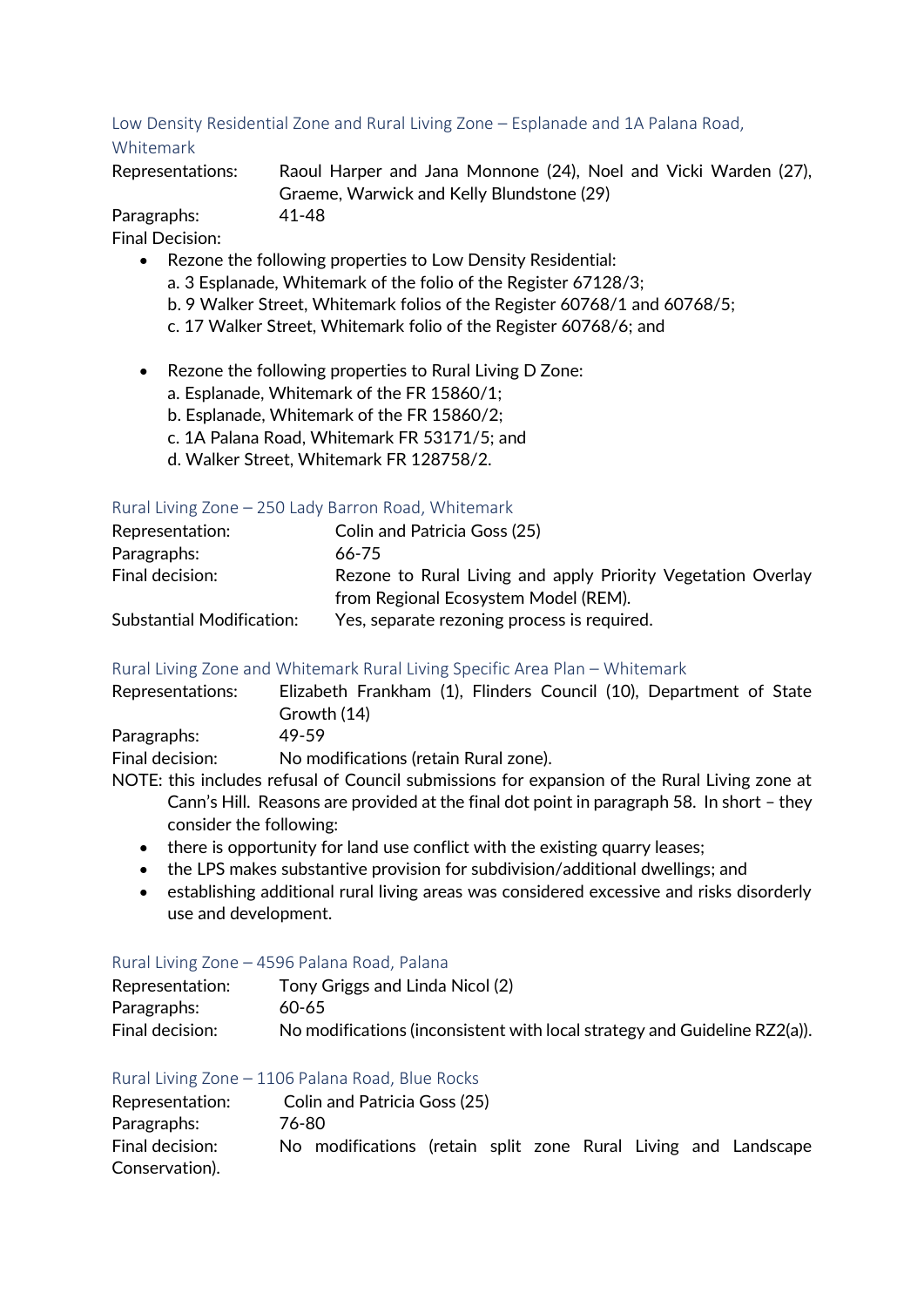### Low Density Residential Zone and Rural Living Zone – Esplanade and 1A Palana Road, Whitemark

Representations: Raoul Harper and Jana Monnone (24), Noel and Vicki Warden (27), Graeme, Warwick and Kelly Blundstone (29)

Paragraphs: 41-48

Final Decision:

- Rezone the following properties to Low Density Residential:
  a. 3 Esplanade, Whitemark of the folio of the Register 67128/3;
  b. 9 Walker Street, Whitemark folios of the Register 60768/1 and 60768/5;
  c. 17 Walker Street, Whitemark folio of the Register 60768/6; and

- Rezone the following properties to Rural Living D Zone:
  a. Esplanade, Whitemark of the FR 15860/1;
  b. Esplanade, Whitemark of the FR 15860/2;
  c. 1A Palana Road, Whitemark FR 53171/5; and
  d. Walker Street, Whitemark FR 128758/2.

### Rural Living Zone – 250 Lady Barron Road, Whitemark

Representation: Colin and Patricia Goss (25)

Paragraphs: 66-75

Final decision: Rezone to Rural Living and apply Priority Vegetation Overlay from Regional Ecosystem Model (REM).

Substantial Modification: Yes, separate rezoning process is required.

### Rural Living Zone and Whitemark Rural Living Specific Area Plan – Whitemark

Representations: Elizabeth Frankham (1), Flinders Council (10), Department of State Growth (14)

Paragraphs: 49-59

Final decision: No modifications (retain Rural zone).

NOTE: this includes refusal of Council submissions for expansion of the Rural Living zone at Cann's Hill. Reasons are provided at the final dot point in paragraph 58. In short – they consider the following:

- there is opportunity for land use conflict with the existing quarry leases;
- the LPS makes substantive provision for subdivision/additional dwellings; and
- establishing additional rural living areas was considered excessive and risks disorderly use and development.

### Rural Living Zone – 4596 Palana Road, Palana

Representation: Tony Griggs and Linda Nicol (2)

Paragraphs: 60-65

Final decision: No modifications (inconsistent with local strategy and Guideline RZ2(a)).

### Rural Living Zone – 1106 Palana Road, Blue Rocks

Representation: Colin and Patricia Goss (25)

Paragraphs: 76-80

Final decision: No modifications (retain split zone Rural Living and Landscape Conservation).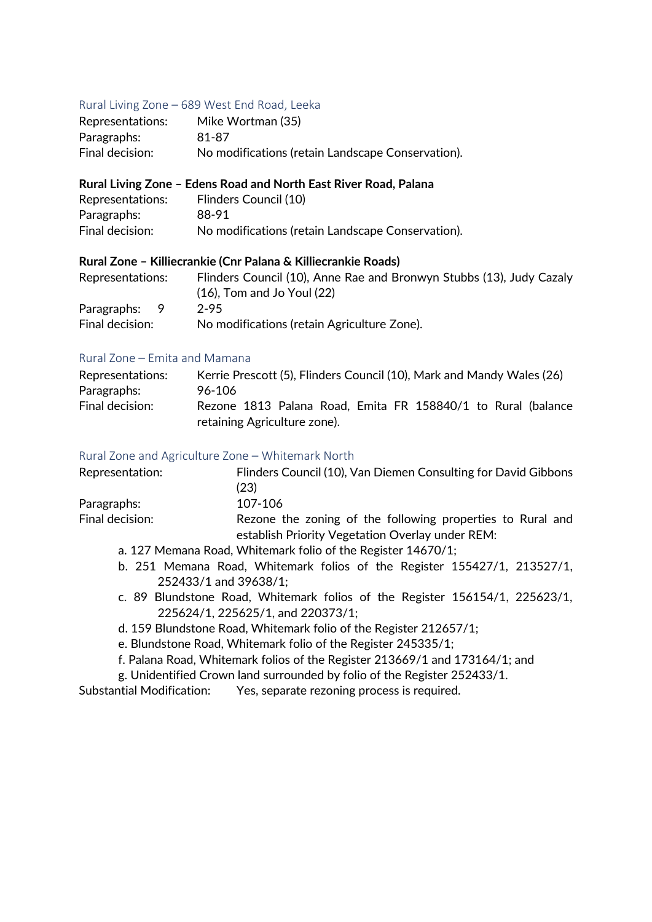### Rural Living Zone – 689 West End Road, Leeka

Representations: Mike Wortman (35)
Paragraphs: 81-87
Final decision: No modifications (retain Landscape Conservation).

### Rural Living Zone – Edens Road and North East River Road, Palana

Representations: Flinders Council (10)
Paragraphs: 88-91
Final decision: No modifications (retain Landscape Conservation).

### Rural Zone – Killiecrankie (Cnr Palana & Killiecrankie Roads)

Representations: Flinders Council (10), Anne Rae and Bronwyn Stubbs (13), Judy Cazaly (16), Tom and Jo Youl (22)
Paragraphs: 9 2-95
Final decision: No modifications (retain Agriculture Zone).

### Rural Zone – Emita and Mamana

Representations: Kerrie Prescott (5), Flinders Council (10), Mark and Mandy Wales (26)
Paragraphs: 96-106
Final decision: Rezone 1813 Palana Road, Emita FR 158840/1 to Rural (balance retaining Agriculture zone).

### Rural Zone and Agriculture Zone – Whitemark North

Representation: Flinders Council (10), Van Diemen Consulting for David Gibbons (23)
Paragraphs: 107-106
Final decision: Rezone the zoning of the following properties to Rural and establish Priority Vegetation Overlay under REM:

a. 127 Memana Road, Whitemark folio of the Register 14670/1;
b. 251 Memana Road, Whitemark folios of the Register 155427/1, 213527/1, 252433/1 and 39638/1;
c. 89 Blundstone Road, Whitemark folios of the Register 156154/1, 225623/1, 225624/1, 225625/1, and 220373/1;
d. 159 Blundstone Road, Whitemark folio of the Register 212657/1;
e. Blundstone Road, Whitemark folio of the Register 245335/1;
f. Palana Road, Whitemark folios of the Register 213669/1 and 173164/1; and
g. Unidentified Crown land surrounded by folio of the Register 252433/1.

Substantial Modification: Yes, separate rezoning process is required.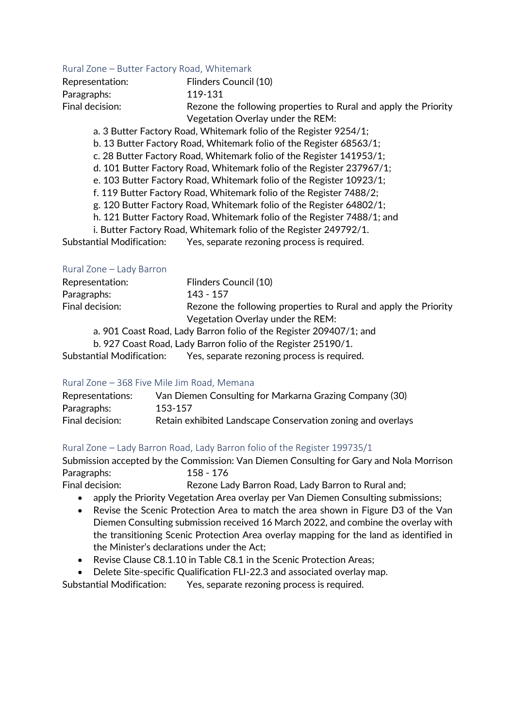### Rural Zone – Butter Factory Road, Whitemark

Representation: Flinders Council (10)

Paragraphs: 119-131

Final decision: Rezone the following properties to Rural and apply the Priority Vegetation Overlay under the REM:

a. 3 Butter Factory Road, Whitemark folio of the Register 9254/1;
b. 13 Butter Factory Road, Whitemark folio of the Register 68563/1;
c. 28 Butter Factory Road, Whitemark folio of the Register 141953/1;
d. 101 Butter Factory Road, Whitemark folio of the Register 237967/1;
e. 103 Butter Factory Road, Whitemark folio of the Register 10923/1;
f. 119 Butter Factory Road, Whitemark folio of the Register 7488/2;
g. 120 Butter Factory Road, Whitemark folio of the Register 64802/1;
h. 121 Butter Factory Road, Whitemark folio of the Register 7488/1; and
i. Butter Factory Road, Whitemark folio of the Register 249792/1.

Substantial Modification: Yes, separate rezoning process is required.

### Rural Zone – Lady Barron

Representation: Flinders Council (10)

Paragraphs: 143 - 157

Final decision: Rezone the following properties to Rural and apply the Priority Vegetation Overlay under the REM:

a. 901 Coast Road, Lady Barron folio of the Register 209407/1; and
b. 927 Coast Road, Lady Barron folio of the Register 25190/1.

Substantial Modification: Yes, separate rezoning process is required.

### Rural Zone – 368 Five Mile Jim Road, Memana

Representations: Van Diemen Consulting for Markarna Grazing Company (30)

Paragraphs: 153-157

Final decision: Retain exhibited Landscape Conservation zoning and overlays

### Rural Zone – Lady Barron Road, Lady Barron folio of the Register 199735/1

Submission accepted by the Commission: Van Diemen Consulting for Gary and Nola Morrison

Paragraphs: 158 - 176

Final decision: Rezone Lady Barron Road, Lady Barron to Rural and;

- apply the Priority Vegetation Area overlay per Van Diemen Consulting submissions;
- Revise the Scenic Protection Area to match the area shown in Figure D3 of the Van Diemen Consulting submission received 16 March 2022, and combine the overlay with the transitioning Scenic Protection Area overlay mapping for the land as identified in the Minister's declarations under the Act;
- Revise Clause C8.1.10 in Table C8.1 in the Scenic Protection Areas;
- Delete Site-specific Qualification FLI-22.3 and associated overlay map.

Substantial Modification: Yes, separate rezoning process is required.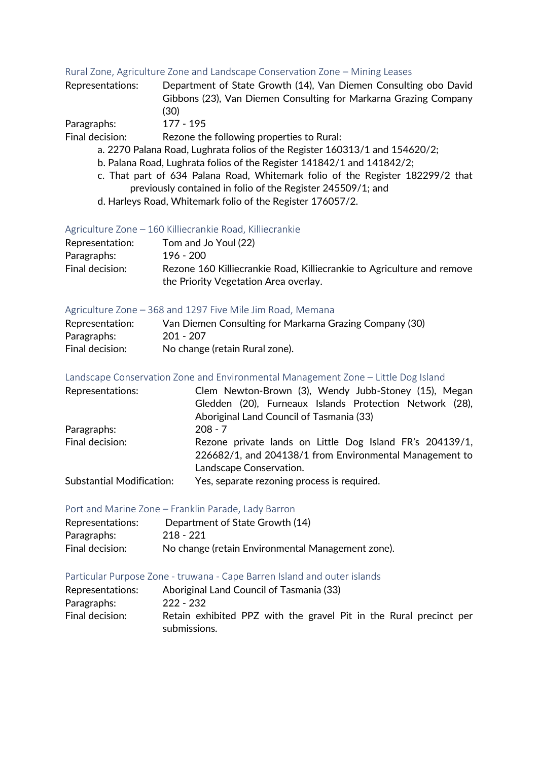### Rural Zone, Agriculture Zone and Landscape Conservation Zone – Mining Leases

Representations: Department of State Growth (14), Van Diemen Consulting obo David Gibbons (23), Van Diemen Consulting for Markarna Grazing Company (30)

Paragraphs: 177 - 195

Final decision: Rezone the following properties to Rural:

a. 2270 Palana Road, Lughrata folios of the Register 160313/1 and 154620/2;
b. Palana Road, Lughrata folios of the Register 141842/1 and 141842/2;
c. That part of 634 Palana Road, Whitemark folio of the Register 182299/2 that previously contained in folio of the Register 245509/1; and
d. Harleys Road, Whitemark folio of the Register 176057/2.

### Agriculture Zone – 160 Killiecrankie Road, Killiecrankie

Representation: Tom and Jo Youl (22)

Paragraphs: 196 - 200

Final decision: Rezone 160 Killiecrankie Road, Killiecrankie to Agriculture and remove the Priority Vegetation Area overlay.

### Agriculture Zone – 368 and 1297 Five Mile Jim Road, Memana

Representation: Van Diemen Consulting for Markarna Grazing Company (30)

Paragraphs: 201 - 207

Final decision: No change (retain Rural zone).

### Landscape Conservation Zone and Environmental Management Zone – Little Dog Island

Representations: Clem Newton-Brown (3), Wendy Jubb-Stoney (15), Megan Gledden (20), Furneaux Islands Protection Network (28), Aboriginal Land Council of Tasmania (33)

Paragraphs: 208 - 7

Final decision: Rezone private lands on Little Dog Island FR's 204139/1, 226682/1, and 204138/1 from Environmental Management to Landscape Conservation.

Substantial Modification: Yes, separate rezoning process is required.

### Port and Marine Zone – Franklin Parade, Lady Barron

Representations: Department of State Growth (14)

Paragraphs: 218 - 221

Final decision: No change (retain Environmental Management zone).

### Particular Purpose Zone - truwana - Cape Barren Island and outer islands

Representations: Aboriginal Land Council of Tasmania (33)

Paragraphs: 222 - 232

Final decision: Retain exhibited PPZ with the gravel Pit in the Rural precinct per submissions.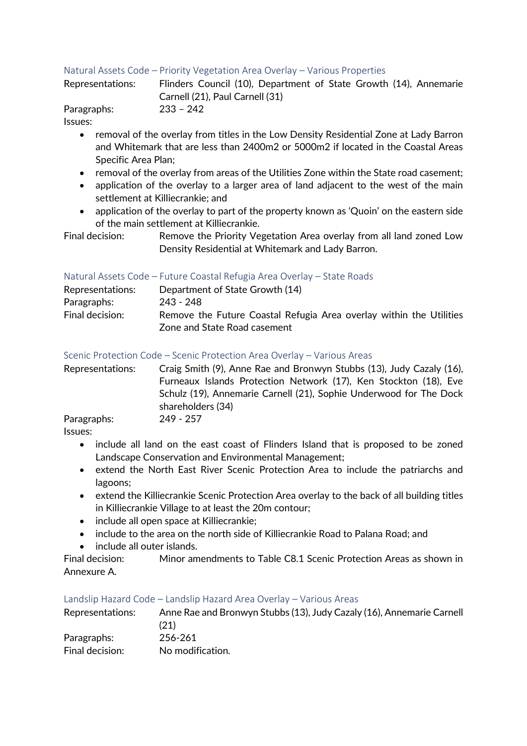### Natural Assets Code – Priority Vegetation Area Overlay – Various Properties

Representations: Flinders Council (10), Department of State Growth (14), Annemarie Carnell (21), Paul Carnell (31)

Paragraphs: 233 – 242

Issues:

- removal of the overlay from titles in the Low Density Residential Zone at Lady Barron and Whitemark that are less than 2400m2 or 5000m2 if located in the Coastal Areas Specific Area Plan;
- removal of the overlay from areas of the Utilities Zone within the State road casement;
- application of the overlay to a larger area of land adjacent to the west of the main settlement at Killiecrankie; and
- application of the overlay to part of the property known as 'Quoin' on the eastern side of the main settlement at Killiecrankie.

Final decision: Remove the Priority Vegetation Area overlay from all land zoned Low Density Residential at Whitemark and Lady Barron.

### Natural Assets Code – Future Coastal Refugia Area Overlay – State Roads

Representations: Department of State Growth (14)

Paragraphs: 243 - 248

Final decision: Remove the Future Coastal Refugia Area overlay within the Utilities Zone and State Road casement

### Scenic Protection Code – Scenic Protection Area Overlay – Various Areas

Representations: Craig Smith (9), Anne Rae and Bronwyn Stubbs (13), Judy Cazaly (16), Furneaux Islands Protection Network (17), Ken Stockton (18), Eve Schulz (19), Annemarie Carnell (21), Sophie Underwood for The Dock shareholders (34)

Paragraphs: 249 - 257

Issues:

- include all land on the east coast of Flinders Island that is proposed to be zoned Landscape Conservation and Environmental Management;
- extend the North East River Scenic Protection Area to include the patriarchs and lagoons;
- extend the Killiecrankie Scenic Protection Area overlay to the back of all building titles in Killiecrankie Village to at least the 20m contour;
- include all open space at Killiecrankie;
- include to the area on the north side of Killiecrankie Road to Palana Road; and
- include all outer islands.

Final decision: Minor amendments to Table C8.1 Scenic Protection Areas as shown in Annexure A.

### Landslip Hazard Code – Landslip Hazard Area Overlay – Various Areas

Representations: Anne Rae and Bronwyn Stubbs (13), Judy Cazaly (16), Annemarie Carnell (21)

Paragraphs: 256-261

Final decision: No modification.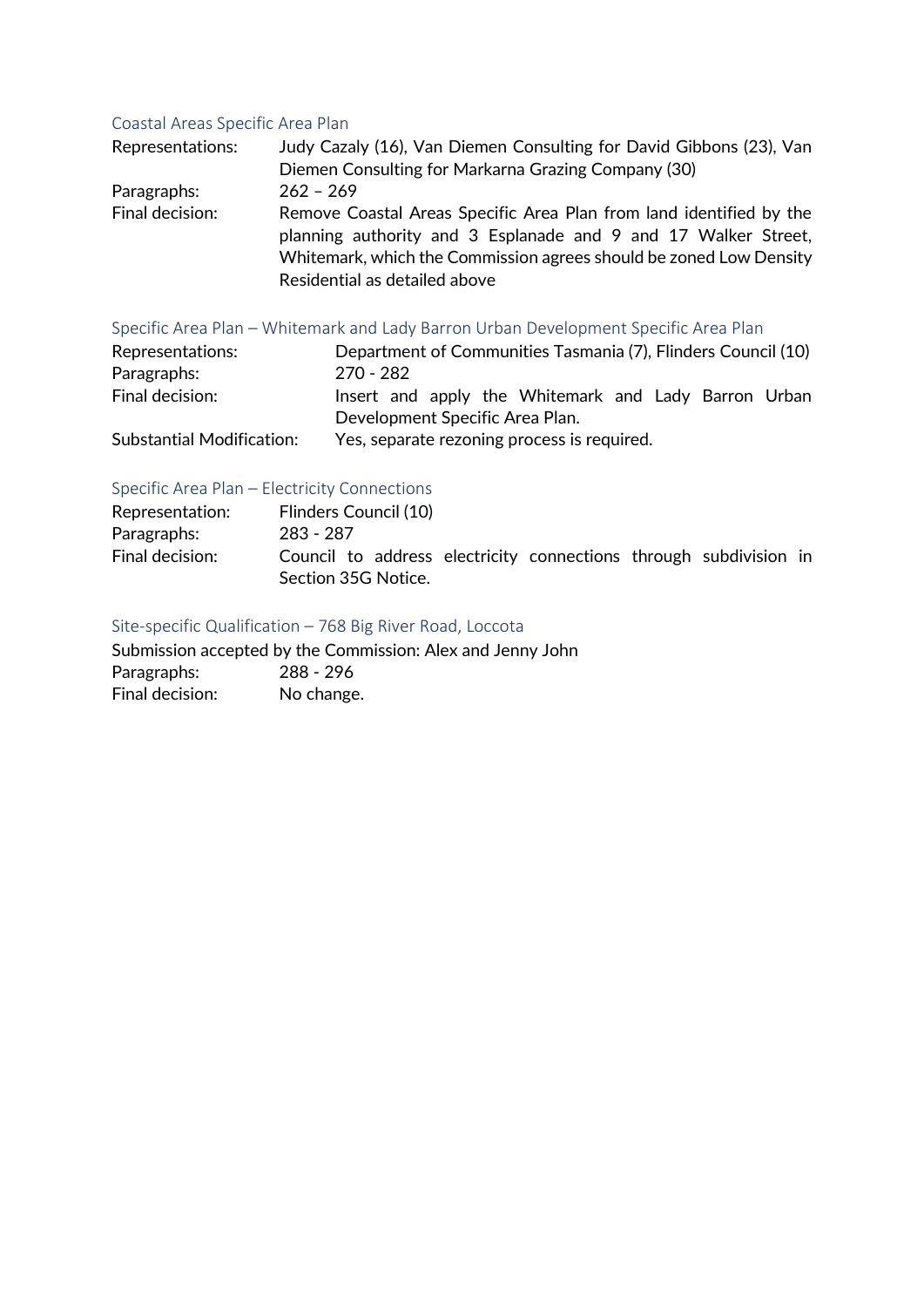### Coastal Areas Specific Area Plan

| | |
|---|---|
| Representations: | Judy Cazaly (16), Van Diemen Consulting for David Gibbons (23), Van Diemen Consulting for Markarna Grazing Company (30) |
| Paragraphs: | 262 – 269 |
| Final decision: | Remove Coastal Areas Specific Area Plan from land identified by the planning authority and 3 Esplanade and 9 and 17 Walker Street, Whitemark, which the Commission agrees should be zoned Low Density Residential as detailed above |

### Specific Area Plan – Whitemark and Lady Barron Urban Development Specific Area Plan

| | |
|---|---|
| Representations: | Department of Communities Tasmania (7), Flinders Council (10) |
| Paragraphs: | 270 - 282 |
| Final decision: | Insert and apply the Whitemark and Lady Barron Urban Development Specific Area Plan. |
| Substantial Modification: | Yes, separate rezoning process is required. |

### Specific Area Plan – Electricity Connections

| | |
|---|---|
| Representation: | Flinders Council (10) |
| Paragraphs: | 283 - 287 |
| Final decision: | Council to address electricity connections through subdivision in Section 35G Notice. |

### Site-specific Qualification – 768 Big River Road, Loccota

Submission accepted by the Commission: Alex and Jenny John

| | |
|---|---|
| Paragraphs: | 288 - 296 |
| Final decision: | No change. |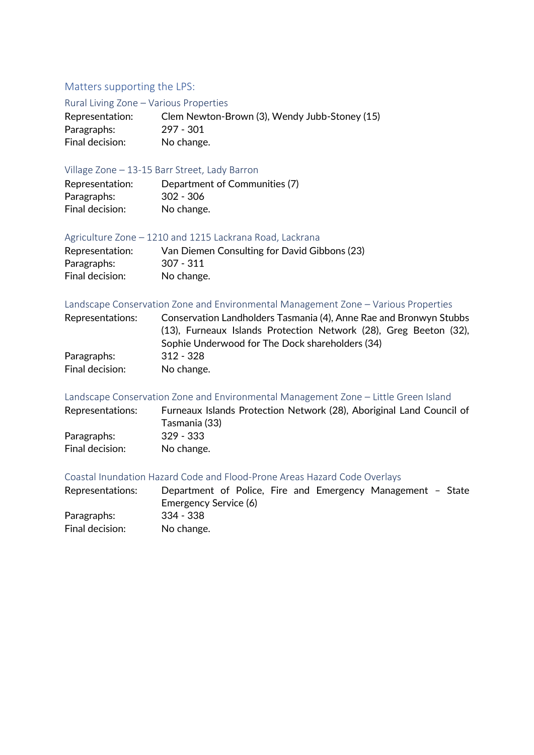## Matters supporting the LPS:

### Rural Living Zone – Various Properties

Representation: Clem Newton-Brown (3), Wendy Jubb-Stoney (15)
Paragraphs: 297 - 301
Final decision: No change.

### Village Zone – 13-15 Barr Street, Lady Barron

Representation: Department of Communities (7)
Paragraphs: 302 - 306
Final decision: No change.

### Agriculture Zone – 1210 and 1215 Lackrana Road, Lackrana

Representation: Van Diemen Consulting for David Gibbons (23)
Paragraphs: 307 - 311
Final decision: No change.

### Landscape Conservation Zone and Environmental Management Zone – Various Properties

Representations: Conservation Landholders Tasmania (4), Anne Rae and Bronwyn Stubbs (13), Furneaux Islands Protection Network (28), Greg Beeton (32), Sophie Underwood for The Dock shareholders (34)
Paragraphs: 312 - 328
Final decision: No change.

### Landscape Conservation Zone and Environmental Management Zone – Little Green Island

Representations: Furneaux Islands Protection Network (28), Aboriginal Land Council of Tasmania (33)
Paragraphs: 329 - 333
Final decision: No change.

### Coastal Inundation Hazard Code and Flood-Prone Areas Hazard Code Overlays

Representations: Department of Police, Fire and Emergency Management – State Emergency Service (6)
Paragraphs: 334 - 338
Final decision: No change.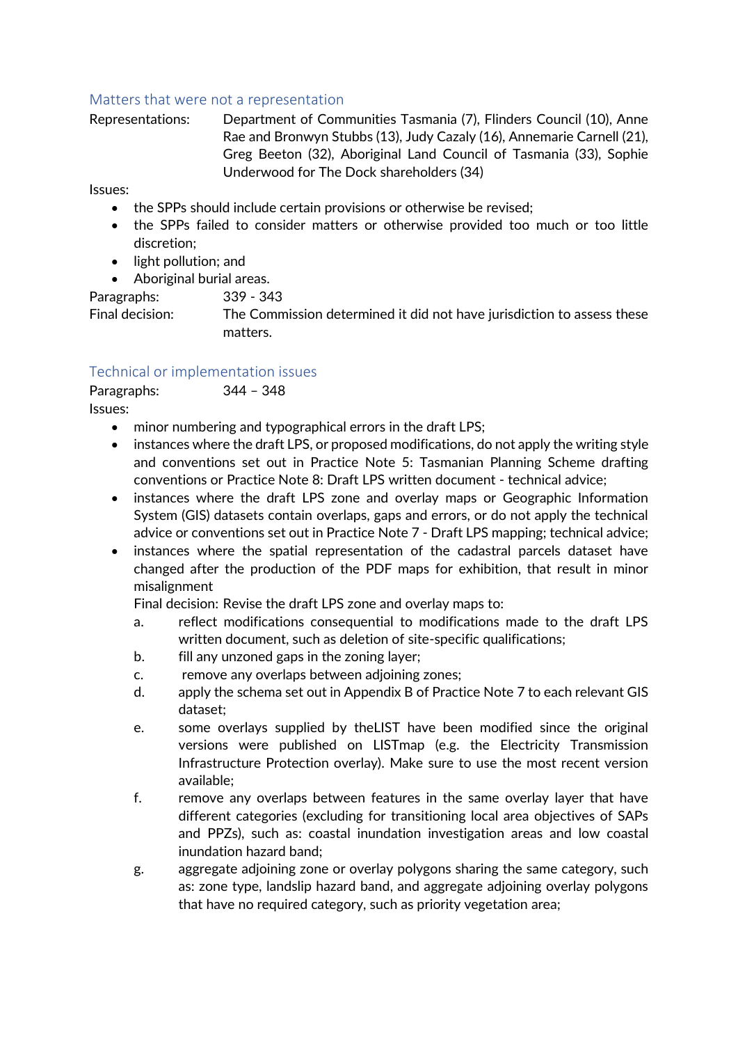### Matters that were not a representation

Representations: Department of Communities Tasmania (7), Flinders Council (10), Anne Rae and Bronwyn Stubbs (13), Judy Cazaly (16), Annemarie Carnell (21), Greg Beeton (32), Aboriginal Land Council of Tasmania (33), Sophie Underwood for The Dock shareholders (34)

Issues:

- the SPPs should include certain provisions or otherwise be revised;
- the SPPs failed to consider matters or otherwise provided too much or too little discretion;
- light pollution; and
- Aboriginal burial areas.

Paragraphs: 339 - 343

Final decision: The Commission determined it did not have jurisdiction to assess these matters.

### Technical or implementation issues

Paragraphs: 344 – 348

Issues:

- minor numbering and typographical errors in the draft LPS;
- instances where the draft LPS, or proposed modifications, do not apply the writing style and conventions set out in Practice Note 5: Tasmanian Planning Scheme drafting conventions or Practice Note 8: Draft LPS written document - technical advice;
- instances where the draft LPS zone and overlay maps or Geographic Information System (GIS) datasets contain overlaps, gaps and errors, or do not apply the technical advice or conventions set out in Practice Note 7 - Draft LPS mapping; technical advice;
- instances where the spatial representation of the cadastral parcels dataset have changed after the production of the PDF maps for exhibition, that result in minor misalignment

  Final decision: Revise the draft LPS zone and overlay maps to:

  a. reflect modifications consequential to modifications made to the draft LPS written document, such as deletion of site-specific qualifications;
  b. fill any unzoned gaps in the zoning layer;
  c. remove any overlaps between adjoining zones;
  d. apply the schema set out in Appendix B of Practice Note 7 to each relevant GIS dataset;
  e. some overlays supplied by theLIST have been modified since the original versions were published on LISTmap (e.g. the Electricity Transmission Infrastructure Protection overlay). Make sure to use the most recent version available;
  f. remove any overlaps between features in the same overlay layer that have different categories (excluding for transitioning local area objectives of SAPs and PPZs), such as: coastal inundation investigation areas and low coastal inundation hazard band;
  g. aggregate adjoining zone or overlay polygons sharing the same category, such as: zone type, landslip hazard band, and aggregate adjoining overlay polygons that have no required category, such as priority vegetation area;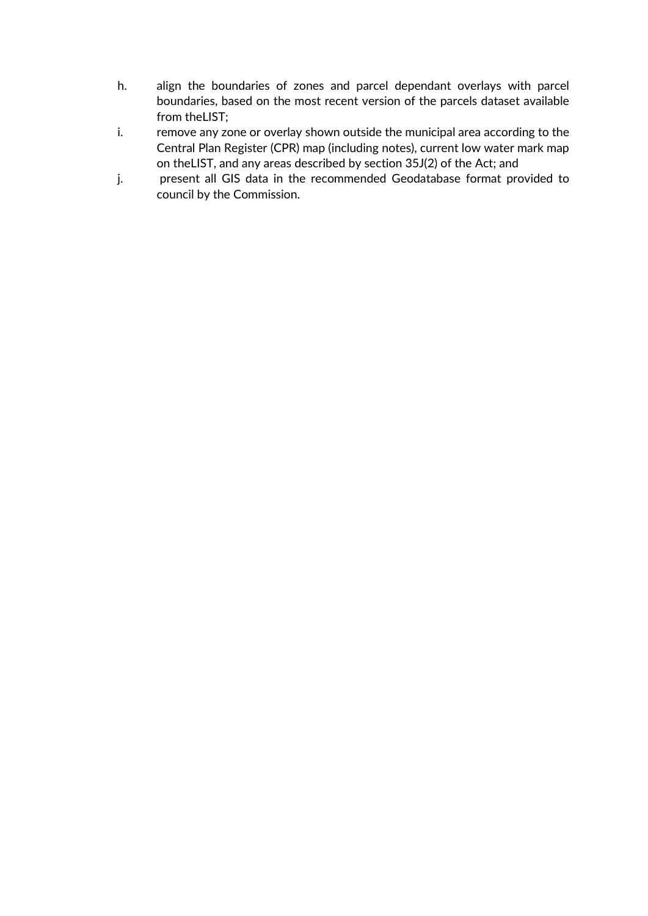h. align the boundaries of zones and parcel dependant overlays with parcel boundaries, based on the most recent version of the parcels dataset available from theLIST;

i. remove any zone or overlay shown outside the municipal area according to the Central Plan Register (CPR) map (including notes), current low water mark map on theLIST, and any areas described by section 35J(2) of the Act; and

j. present all GIS data in the recommended Geodatabase format provided to council by the Commission.